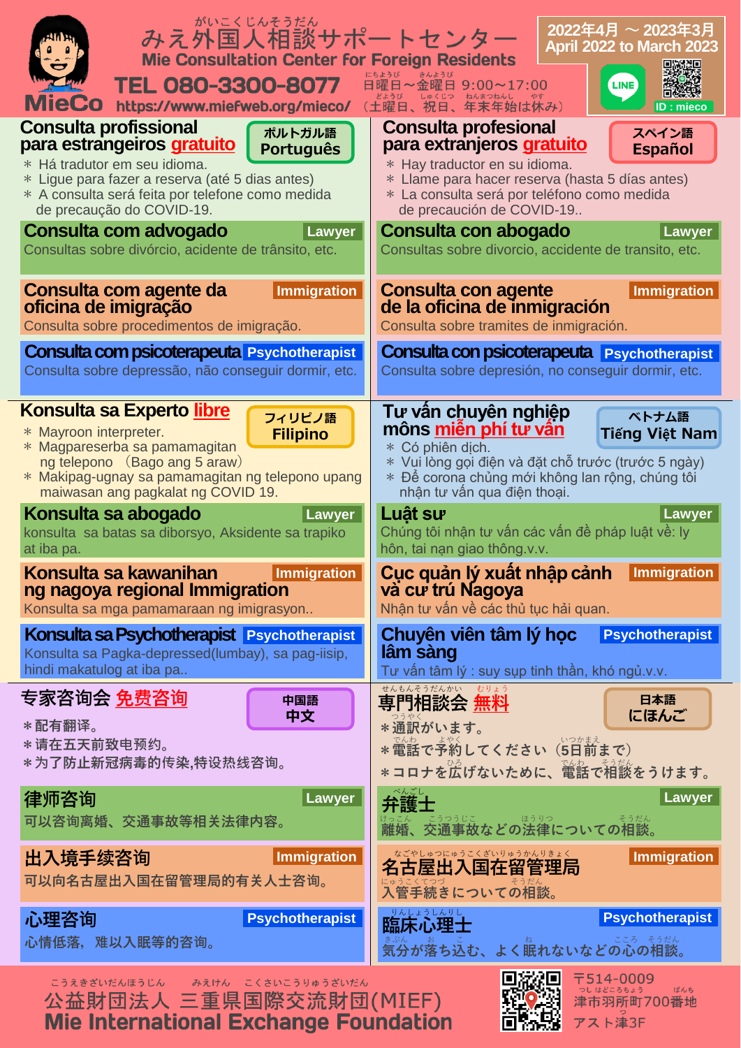# みえ外国人相談サポートセンター
**Mie Consultation Center for Foreign Residents**

**MieCo**

**TEL 080-3300-8077**
https://www.miefweb.org/mieco/

日曜日～金曜日 9:00～17:00
（土曜日、祝日、年末年始は休み）

**2022年4月 ～ 2023年3月**
**April 2022 to March 2023**

LINE ID : mieco

---

## ポルトガル語 Português

### Consulta profissional para estrangeiros gratuito

＊ Há tradutor em seu idioma.
＊ Ligue para fazer a reserva (até 5 dias antes)
＊ A consulta será feita por telefone como medida de precaução do COVID-19.

**Consulta com advogado** — Lawyer
Consultas sobre divórcio, acidente de trânsito, etc.

**Consulta com agente da oficina de imigração** — Immigration
Consulta sobre procedimentos de imigração.

**Consulta com psicoterapeuta** — Psychotherapist
Consulta sobre depressão, não conseguir dormir, etc.

---

## スペイン語 Español

### Consulta profesional para extranjeros gratuito

＊ Hay traductor en su idioma.
＊ Llame para hacer reserva (hasta 5 días antes)
＊ La consulta será por teléfono como medida de precaución de COVID-19..

**Consulta con abogado** — Lawyer
Consultas sobre divorcio, accidente de transito, etc.

**Consulta con agente de la oficina de inmigración** — Immigration
Consulta sobre tramites de inmigración.

**Consulta con psicoterapeuta** — Psychotherapist
Consulta sobre depresión, no conseguir dormir, etc.

---

## フィリピノ語 Filipino

### Konsulta sa Experto libre

＊ Mayroon interpreter.
＊ Magpareserba sa pamamagitan ng telepono （Bago ang 5 araw）
＊ Makipag-ugnay sa pamamagitan ng telepono upang maiwasan ang pagkalat ng COVID 19.

**Konsulta sa abogado** — Lawyer
konsulta sa batas sa diborsyo, Aksidente sa trapiko at iba pa.

**Konsulta sa kawanihan ng nagoya regional Immigration** — Immigration
Konsulta sa mga pamamaraan ng imigrasyon..

**Konsulta sa Psychotherapist** — Psychotherapist
Konsulta sa Pagka-depressed(lumbay), sa pag-iisip, hindi makatulog at iba pa..

---

## ベトナム語 Tiếng Việt Nam

### Tư vấn chuyên nghiệp môns miễn phí tư vấn

＊ Có phiên dịch.
＊ Vui lòng gọi điện và đặt chỗ trước (trước 5 ngày)
＊ Để corona chủng mới không lan rộng, chúng tôi nhận tư vấn qua điện thoại.

**Luật sư** — Lawyer
Chúng tôi nhận tư vấn các vấn đề pháp luật về: ly hôn, tai nạn giao thông.v.v.

**Cục quản lý xuất nhập cảnh và cư trú Nagoya** — Immigration
Nhận tư vấn về các thủ tục hải quan.

**Chuyên viên tâm lý học lâm sàng** — Psychotherapist
Tư vấn tâm lý : suy sụp tinh thần, khó ngủ.v.v.

---

## 中国語 中文

### 专家咨询会 免费咨询

＊配有翻译。
＊请在五天前致电预约。
＊为了防止新冠病毒的传染,特设热线咨询。

**律师咨询** — Lawyer
可以咨询离婚、交通事故等相关法律内容。

**出入境手续咨询** — Immigration
可以向名古屋出入国在留管理局的有关人士咨询。

**心理咨询** — Psychotherapist
心情低落，难以入眠等的咨询。

---

## 日本語 にほんご

### 専門相談会 無料

＊通訳がいます。
＊電話で予約してください（5日前まで）
＊コロナを広げないために、電話で相談をうけます。

**弁護士** — Lawyer
離婚、交通事故などの法律についての相談。

**名古屋出入国在留管理局** — Immigration
入管手続きについての相談。

**臨床心理士** — Psychotherapist
気分が落ち込む、よく眠れないなどの心の相談。

---

公益財団法人 三重県国際交流財団(MIEF)
**Mie International Exchange Foundation**

〒514-0009
津市羽所町700番地
アスト津3F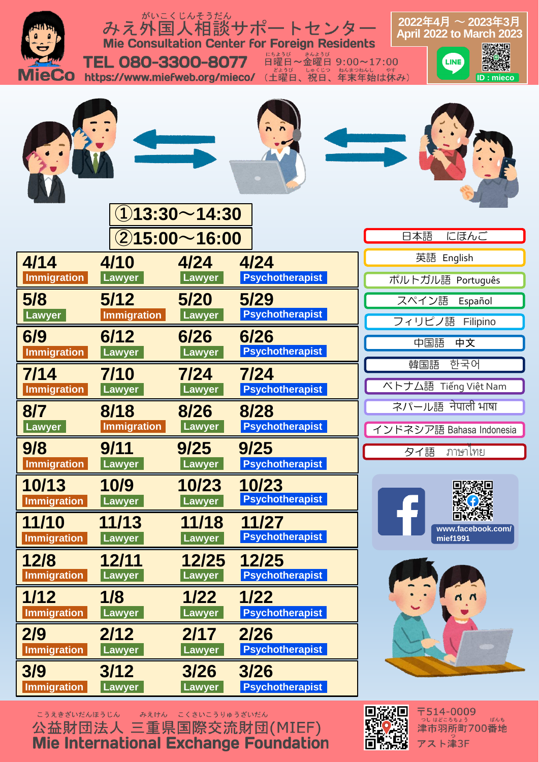# みえ外国人相談サポートセンター

**Mie Consultation Center for Foreign Residents**

**MieCo**

**TEL 080-3300-8077**

https://www.miefweb.org/mieco/

日曜日～金曜日 9:00～17:00
（土曜日、祝日、年末年始は休み）

2022年4月 ～ 2023年3月
April 2022 to March 2023

LINE ID : mieco

①13:30～14:30
②15:00～16:00

| | | | |
|---|---|---|---|
| 4/14 Immigration | 4/10 Lawyer | 4/24 Lawyer | 4/24 Psychotherapist |
| 5/8 Lawyer | 5/12 Immigration | 5/20 Lawyer | 5/29 Psychotherapist |
| 6/9 Immigration | 6/12 Lawyer | 6/26 Lawyer | 6/26 Psychotherapist |
| 7/14 Immigration | 7/10 Lawyer | 7/24 Lawyer | 7/24 Psychotherapist |
| 8/7 Lawyer | 8/18 Immigration | 8/26 Lawyer | 8/28 Psychotherapist |
| 9/8 Immigration | 9/11 Lawyer | 9/25 Lawyer | 9/25 Psychotherapist |
| 10/13 Immigration | 10/9 Lawyer | 10/23 Lawyer | 10/23 Psychotherapist |
| 11/10 Immigration | 11/13 Lawyer | 11/18 Lawyer | 11/27 Psychotherapist |
| 12/8 Immigration | 12/11 Lawyer | 12/25 Lawyer | 12/25 Psychotherapist |
| 1/12 Immigration | 1/8 Lawyer | 1/22 Lawyer | 1/22 Psychotherapist |
| 2/9 Immigration | 2/12 Lawyer | 2/17 Lawyer | 2/26 Psychotherapist |
| 3/9 Immigration | 3/12 Lawyer | 3/26 Lawyer | 3/26 Psychotherapist |

- 日本語　にほんご
- 英語　English
- ポルトガル語　Português
- スペイン語　Español
- フィリピノ語　Filipino
- 中国語　中文
- 韓国語　한국어
- ベトナム語　Tiếng Việt Nam
- ネパール語　नेपाली भाषा
- インドネシア語 Bahasa Indonesia
- タイ語　ภาษาไทย

www.facebook.com/mief1991

公益財団法人 三重県国際交流財団(MIEF)
**Mie International Exchange Foundation**

〒514-0009
津市羽所町700番地
アスト津3F